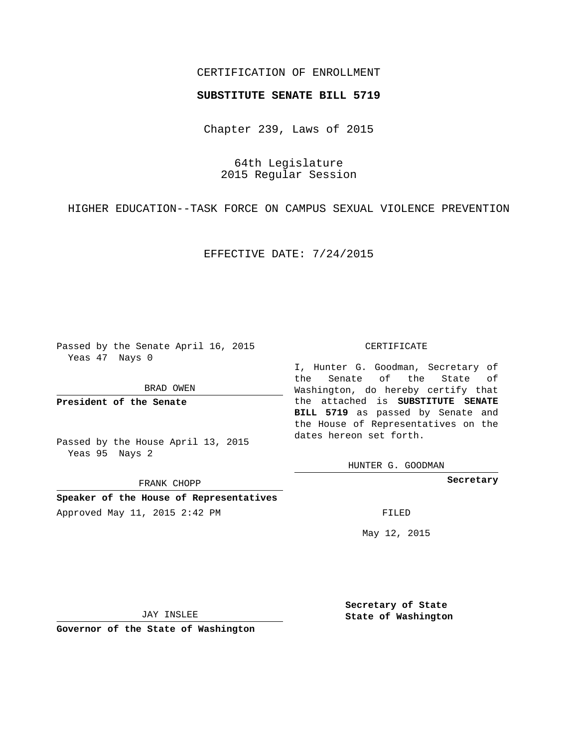CERTIFICATION OF ENROLLMENT

**SUBSTITUTE SENATE BILL 5719**

Chapter 239, Laws of 2015

64th Legislature
2015 Regular Session

HIGHER EDUCATION--TASK FORCE ON CAMPUS SEXUAL VIOLENCE PREVENTION

EFFECTIVE DATE: 7/24/2015

Passed by the Senate April 16, 2015
Yeas 47 Nays 0

BRAD OWEN

**President of the Senate**

Passed by the House April 13, 2015
Yeas 95 Nays 2

FRANK CHOPP

**Speaker of the House of Representatives**

Approved May 11, 2015 2:42 PM

JAY INSLEE

**Governor of the State of Washington**

CERTIFICATE

I, Hunter G. Goodman, Secretary of the Senate of the State of Washington, do hereby certify that the attached is **SUBSTITUTE SENATE BILL 5719** as passed by Senate and the House of Representatives on the dates hereon set forth.

HUNTER G. GOODMAN

**Secretary**

FILED

May 12, 2015

**Secretary of State**
**State of Washington**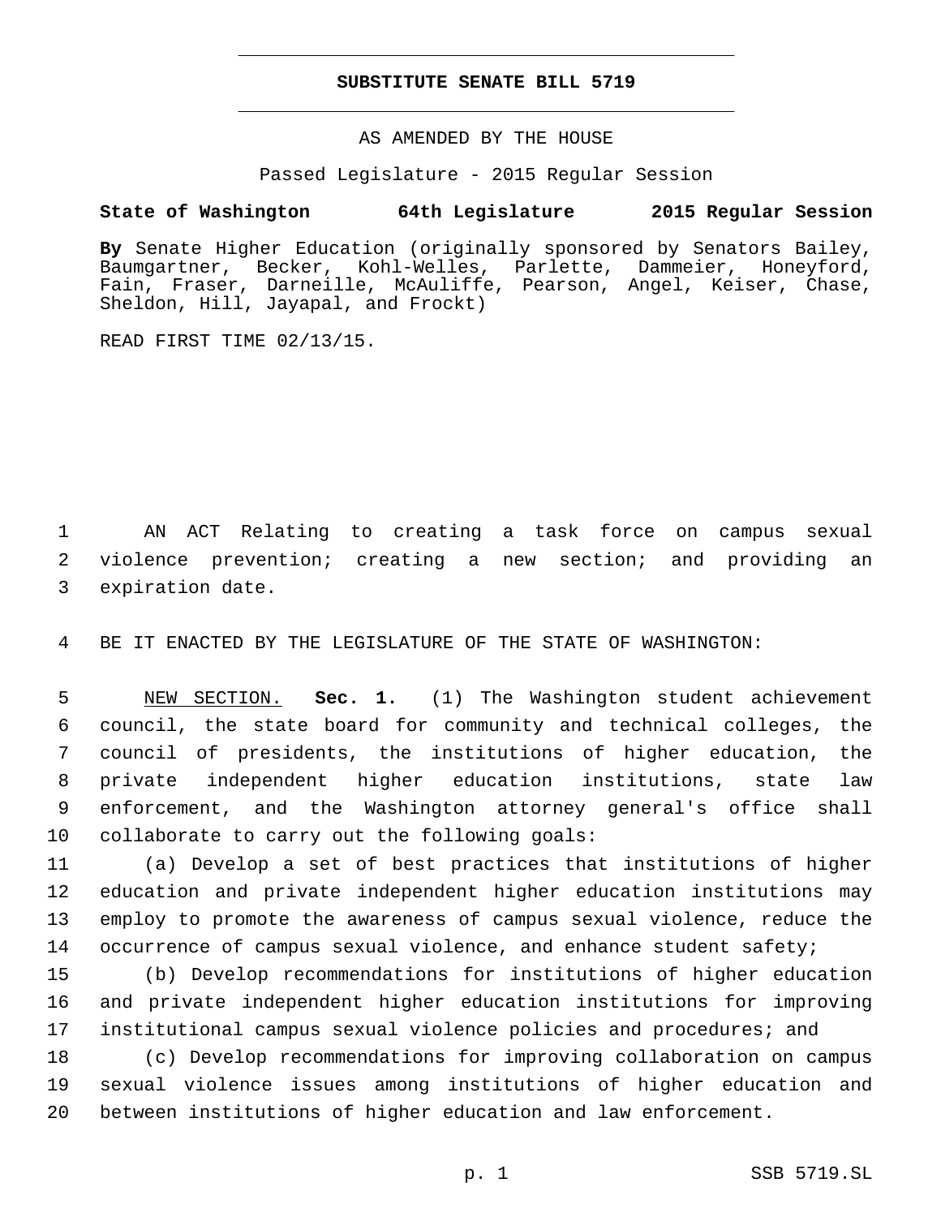**SUBSTITUTE SENATE BILL 5719**

AS AMENDED BY THE HOUSE

Passed Legislature - 2015 Regular Session

**State of Washington 64th Legislature 2015 Regular Session**

**By** Senate Higher Education (originally sponsored by Senators Bailey, Baumgartner, Becker, Kohl-Welles, Parlette, Dammeier, Honeyford, Fain, Fraser, Darneille, McAuliffe, Pearson, Angel, Keiser, Chase, Sheldon, Hill, Jayapal, and Frockt)

READ FIRST TIME 02/13/15.

1 AN ACT Relating to creating a task force on campus sexual
2 violence prevention; creating a new section; and providing an
3 expiration date.

4 BE IT ENACTED BY THE LEGISLATURE OF THE STATE OF WASHINGTON:

5 NEW SECTION. **Sec. 1.** (1) The Washington student achievement
6 council, the state board for community and technical colleges, the
7 council of presidents, the institutions of higher education, the
8 private independent higher education institutions, state law
9 enforcement, and the Washington attorney general's office shall
10 collaborate to carry out the following goals:

11 (a) Develop a set of best practices that institutions of higher
12 education and private independent higher education institutions may
13 employ to promote the awareness of campus sexual violence, reduce the
14 occurrence of campus sexual violence, and enhance student safety;

15 (b) Develop recommendations for institutions of higher education
16 and private independent higher education institutions for improving
17 institutional campus sexual violence policies and procedures; and

18 (c) Develop recommendations for improving collaboration on campus
19 sexual violence issues among institutions of higher education and
20 between institutions of higher education and law enforcement.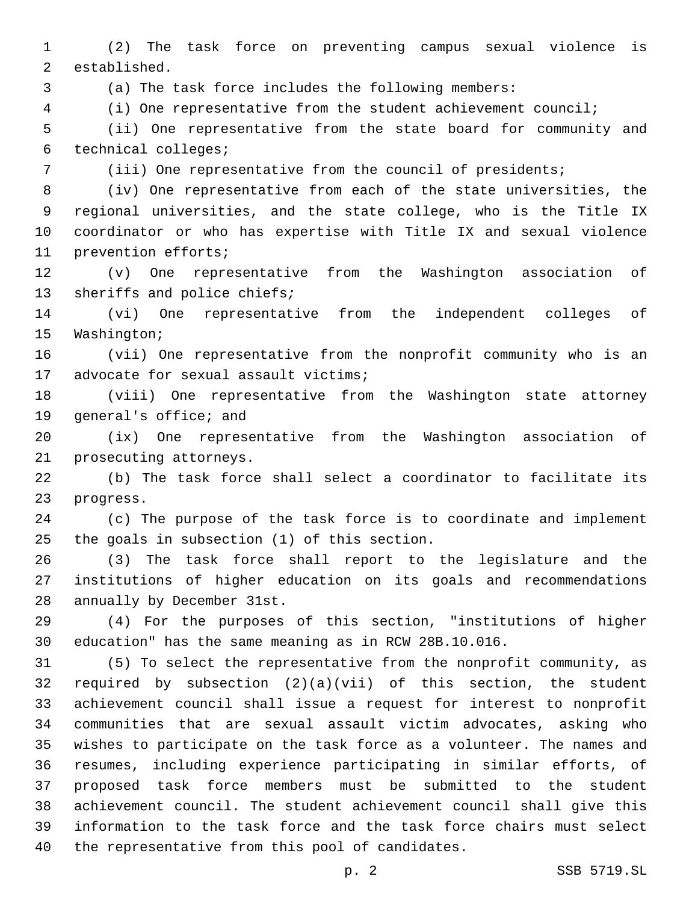(2) The task force on preventing campus sexual violence is established.

(a) The task force includes the following members:

(i) One representative from the student achievement council;

(ii) One representative from the state board for community and technical colleges;

(iii) One representative from the council of presidents;

(iv) One representative from each of the state universities, the regional universities, and the state college, who is the Title IX coordinator or who has expertise with Title IX and sexual violence prevention efforts;

(v) One representative from the Washington association of sheriffs and police chiefs;

(vi) One representative from the independent colleges of Washington;

(vii) One representative from the nonprofit community who is an advocate for sexual assault victims;

(viii) One representative from the Washington state attorney general's office; and

(ix) One representative from the Washington association of prosecuting attorneys.

(b) The task force shall select a coordinator to facilitate its progress.

(c) The purpose of the task force is to coordinate and implement the goals in subsection (1) of this section.

(3) The task force shall report to the legislature and the institutions of higher education on its goals and recommendations annually by December 31st.

(4) For the purposes of this section, "institutions of higher education" has the same meaning as in RCW 28B.10.016.

(5) To select the representative from the nonprofit community, as required by subsection (2)(a)(vii) of this section, the student achievement council shall issue a request for interest to nonprofit communities that are sexual assault victim advocates, asking who wishes to participate on the task force as a volunteer. The names and resumes, including experience participating in similar efforts, of proposed task force members must be submitted to the student achievement council. The student achievement council shall give this information to the task force and the task force chairs must select the representative from this pool of candidates.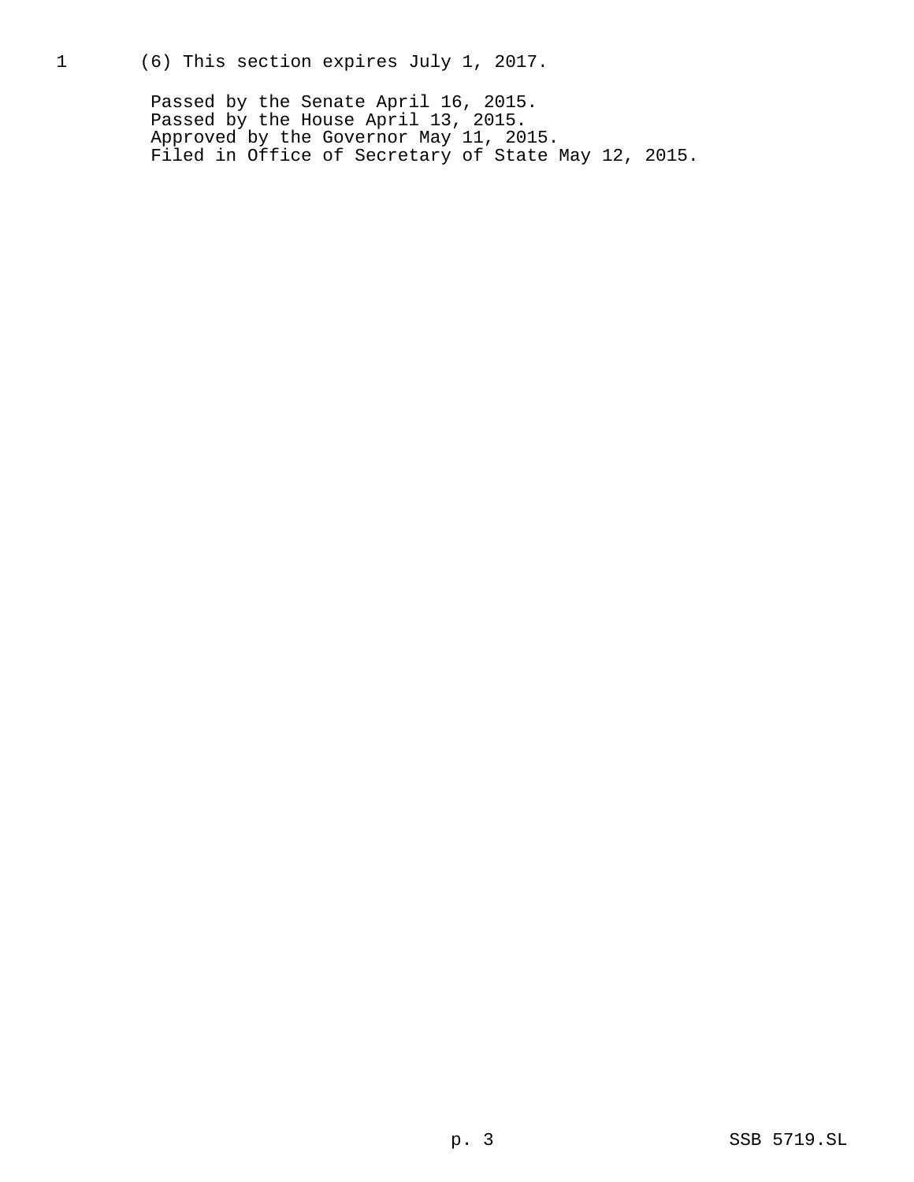(6) This section expires July 1, 2017.

Passed by the Senate April 16, 2015.
Passed by the House April 13, 2015.
Approved by the Governor May 11, 2015.
Filed in Office of Secretary of State May 12, 2015.